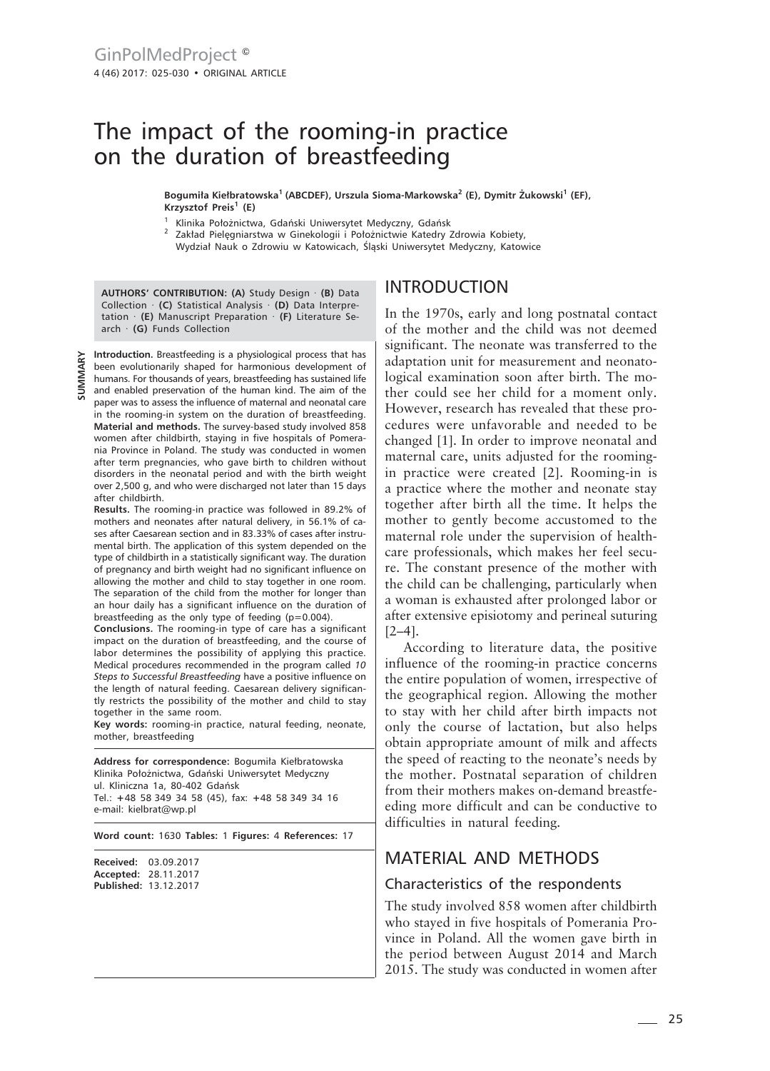# The impact of the rooming-in practice on the duration of breastfeeding

**Bogumiła Kiełbratowska[1] (ABCDEF), Urszula Sioma-Markowska[2] (E), Dymitr Żukowski[1] (EF), Krzysztof Preis[1] (E)**

[1] Klinika Położnictwa, Gdański Uniwersytet Medyczny, Gdańsk
[2] Zakład Pielęgniarstwa w Ginekologii i Położnictwie Katedry Zdrowia Kobiety, Wydział Nauk o Zdrowiu w Katowicach, Śląski Uniwersytet Medyczny, Katowice

**AUTHORS' CONTRIBUTION: (A)** Study Design · **(B)** Data Collection · **(C)** Statistical Analysis · **(D)** Data Interpretation · **(E)** Manuscript Preparation · **(F)** Literature Search · **(G)** Funds Collection

## SUMMARY

**Introduction.** Breastfeeding is a physiological process that has been evolutionarily shaped for harmonious development of humans. For thousands of years, breastfeeding has sustained life and enabled preservation of the human kind. The aim of the paper was to assess the influence of maternal and neonatal care in the rooming-in system on the duration of breastfeeding.

**Material and methods.** The survey-based study involved 858 women after childbirth, staying in five hospitals of Pomerania Province in Poland. The study was conducted in women after term pregnancies, who gave birth to children without disorders in the neonatal period and with the birth weight over 2,500 g, and who were discharged not later than 15 days after childbirth.

**Results.** The rooming-in practice was followed in 89.2% of mothers and neonates after natural delivery, in 56.1% of cases after Caesarean section and in 83.33% of cases after instrumental birth. The application of this system depended on the type of childbirth in a statistically significant way. The duration of pregnancy and birth weight had no significant influence on allowing the mother and child to stay together in one room. The separation of the child from the mother for longer than an hour daily has a significant influence on the duration of breastfeeding as the only type of feeding ($p=0.004$).

**Conclusions.** The rooming-in type of care has a significant impact on the duration of breastfeeding, and the course of labor determines the possibility of applying this practice. Medical procedures recommended in the program called *10 Steps to Successful Breastfeeding* have a positive influence on the length of natural feeding. Caesarean delivery significantly restricts the possibility of the mother and child to stay together in the same room.

**Key words:** rooming-in practice, natural feeding, neonate, mother, breastfeeding

**Address for correspondence:** Bogumiła Kiełbratowska
Klinika Położnictwa, Gdański Uniwersytet Medyczny
ul. Kliniczna 1a, 80-402 Gdańsk
Tel.: +48 58 349 34 58 (45), fax: +48 58 349 34 16
e-mail: kielbrat@wp.pl

**Word count:** 1630 **Tables:** 1 **Figures:** 4 **References:** 17

**Received:** 03.09.2017
**Accepted:** 28.11.2017
**Published:** 13.12.2017

## INTRODUCTION

In the 1970s, early and long postnatal contact of the mother and the child was not deemed significant. The neonate was transferred to the adaptation unit for measurement and neonatological examination soon after birth. The mother could see her child for a moment only. However, research has revealed that these procedures were unfavorable and needed to be changed [1]. In order to improve neonatal and maternal care, units adjusted for the rooming-in practice were created [2]. Rooming-in is a practice where the mother and neonate stay together after birth all the time. It helps the mother to gently become accustomed to the maternal role under the supervision of healthcare professionals, which makes her feel secure. The constant presence of the mother with the child can be challenging, particularly when a woman is exhausted after prolonged labor or after extensive episiotomy and perineal suturing [2–4].

According to literature data, the positive influence of the rooming-in practice concerns the entire population of women, irrespective of the geographical region. Allowing the mother to stay with her child after birth impacts not only the course of lactation, but also helps obtain appropriate amount of milk and affects the speed of reacting to the neonate's needs by the mother. Postnatal separation of children from their mothers makes on-demand breastfeeding more difficult and can be conductive to difficulties in natural feeding.

## MATERIAL AND METHODS

### Characteristics of the respondents

The study involved 858 women after childbirth who stayed in five hospitals of Pomerania Province in Poland. All the women gave birth in the period between August 2014 and March 2015. The study was conducted in women after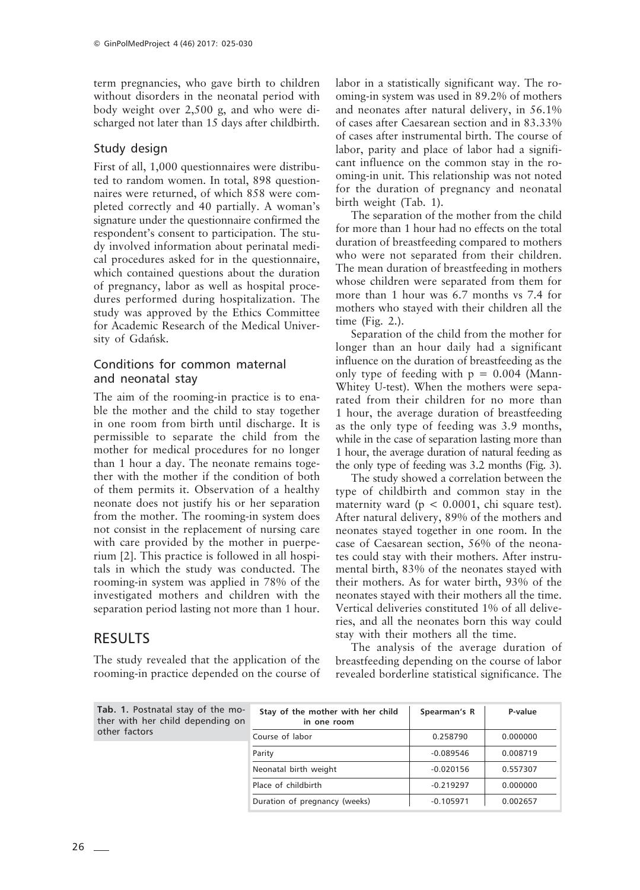term pregnancies, who gave birth to children without disorders in the neonatal period with body weight over 2,500 g, and who were discharged not later than 15 days after childbirth.

## Study design

First of all, 1,000 questionnaires were distributed to random women. In total, 898 questionnaires were returned, of which 858 were completed correctly and 40 partially. A woman's signature under the questionnaire confirmed the respondent's consent to participation. The study involved information about perinatal medical procedures asked for in the questionnaire, which contained questions about the duration of pregnancy, labor as well as hospital procedures performed during hospitalization. The study was approved by the Ethics Committee for Academic Research of the Medical University of Gdańsk.

## Conditions for common maternal and neonatal stay

The aim of the rooming-in practice is to enable the mother and the child to stay together in one room from birth until discharge. It is permissible to separate the child from the mother for medical procedures for no longer than 1 hour a day. The neonate remains together with the mother if the condition of both of them permits it. Observation of a healthy neonate does not justify his or her separation from the mother. The rooming-in system does not consist in the replacement of nursing care with care provided by the mother in puerperium [2]. This practice is followed in all hospitals in which the study was conducted. The rooming-in system was applied in 78% of the investigated mothers and children with the separation period lasting not more than 1 hour.

# RESULTS

The study revealed that the application of the rooming-in practice depended on the course of labor in a statistically significant way. The rooming-in system was used in 89.2% of mothers and neonates after natural delivery, in 56.1% of cases after Caesarean section and in 83.33% of cases after instrumental birth. The course of labor, parity and place of labor had a significant influence on the common stay in the rooming-in unit. This relationship was not noted for the duration of pregnancy and neonatal birth weight (Tab. 1).

The separation of the mother from the child for more than 1 hour had no effects on the total duration of breastfeeding compared to mothers who were not separated from their children. The mean duration of breastfeeding in mothers whose children were separated from them for more than 1 hour was 6.7 months vs 7.4 for mothers who stayed with their children all the time (Fig. 2.).

Separation of the child from the mother for longer than an hour daily had a significant influence on the duration of breastfeeding as the only type of feeding with $p = 0.004$ (Mann-Whitey U-test). When the mothers were separated from their children for no more than 1 hour, the average duration of breastfeeding as the only type of feeding was 3.9 months, while in the case of separation lasting more than 1 hour, the average duration of natural feeding as the only type of feeding was 3.2 months (Fig. 3).

The study showed a correlation between the type of childbirth and common stay in the maternity ward ($p < 0.0001$, chi square test). After natural delivery, 89% of the mothers and neonates stayed together in one room. In the case of Caesarean section, 56% of the neonates could stay with their mothers. After instrumental birth, 83% of the neonates stayed with their mothers. As for water birth, 93% of the neonates stayed with their mothers all the time. Vertical deliveries constituted 1% of all deliveries, and all the neonates born this way could stay with their mothers all the time.

The analysis of the average duration of breastfeeding depending on the course of labor revealed borderline statistical significance. The

**Tab. 1.** Postnatal stay of the mother with her child depending on other factors

| Stay of the mother with her child in one room | Spearman's R | P-value |
|---|---|---|
| Course of labor | 0.258790 | 0.000000 |
| Parity | -0.089546 | 0.008719 |
| Neonatal birth weight | -0.020156 | 0.557307 |
| Place of childbirth | -0.219297 | 0.000000 |
| Duration of pregnancy (weeks) | -0.105971 | 0.002657 |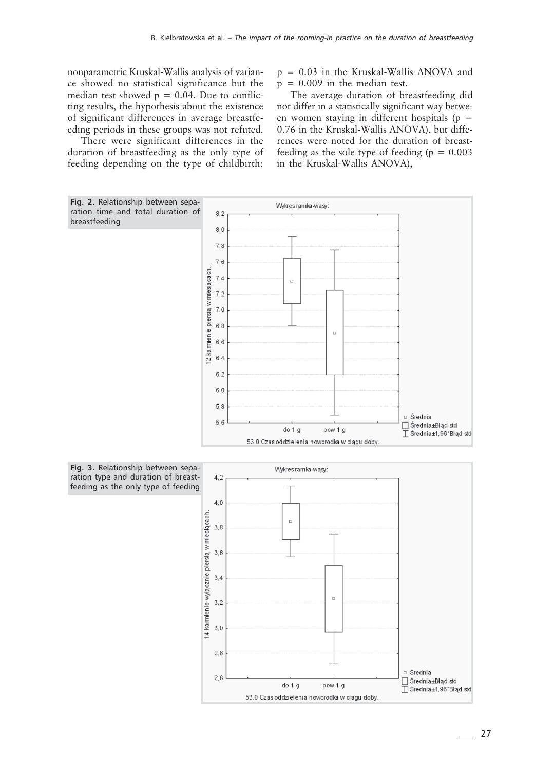nonparametric Kruskal-Wallis analysis of variance showed no statistical significance but the median test showed $p = 0.04$. Due to conflicting results, the hypothesis about the existence of significant differences in average breastfeeding periods in these groups was not refuted.

There were significant differences in the duration of breastfeeding as the only type of feeding depending on the type of childbirth: $p = 0.03$ in the Kruskal-Wallis ANOVA and $p = 0.009$ in the median test.

The average duration of breastfeeding did not differ in a statistically significant way between women staying in different hospitals ($p = 0.76$ in the Kruskal-Wallis ANOVA), but differences were noted for the duration of breastfeeding as the sole type of feeding ($p = 0.003$ in the Kruskal-Wallis ANOVA),

**Fig. 2.** Relationship between separation time and total duration of breastfeeding

**Fig. 3.** Relationship between separation type and duration of breastfeeding as the only type of feeding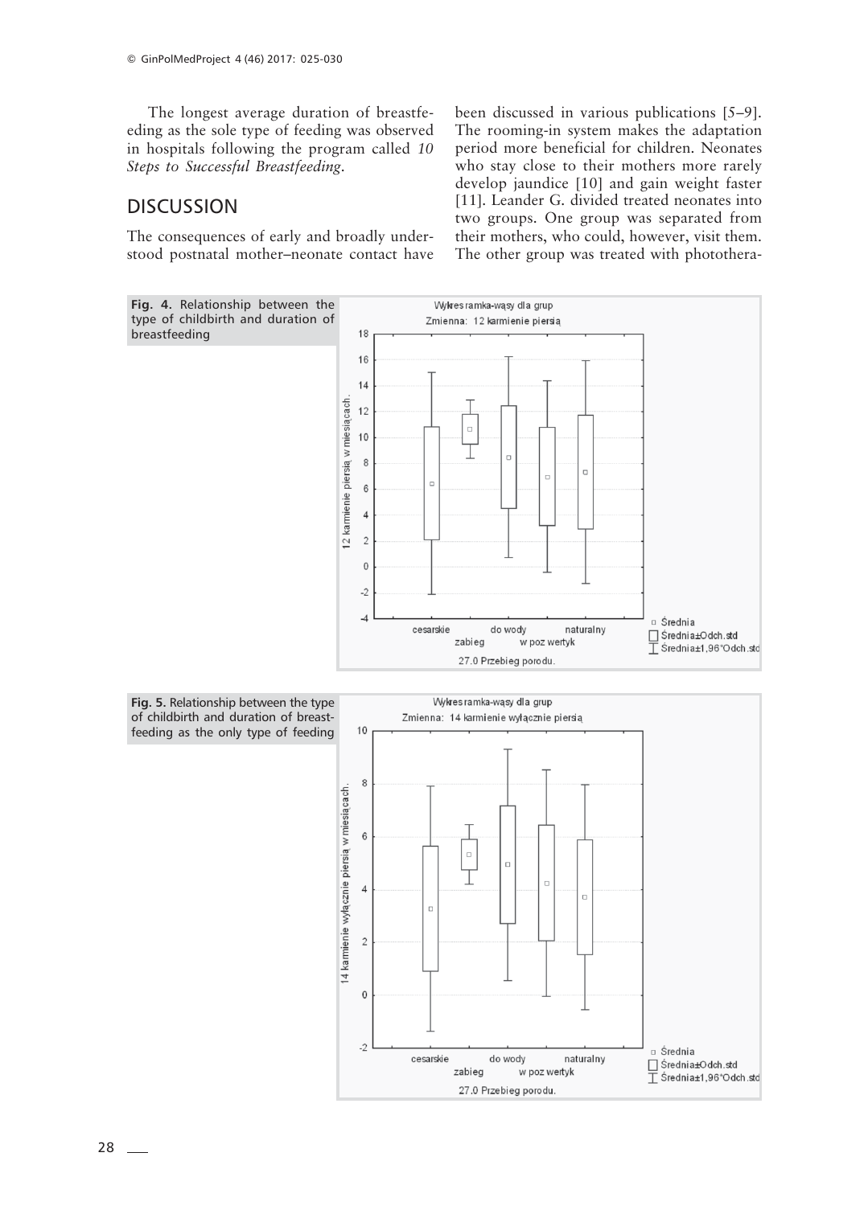The longest average duration of breastfeeding as the sole type of feeding was observed in hospitals following the program called *10 Steps to Successful Breastfeeding*.

## DISCUSSION

The consequences of early and broadly understood postnatal mother–neonate contact have been discussed in various publications [5–9]. The rooming-in system makes the adaptation period more beneficial for children. Neonates who stay close to their mothers more rarely develop jaundice [10] and gain weight faster [11]. Leander G. divided treated neonates into two groups. One group was separated from their mothers, who could, however, visit them. The other group was treated with photothera-

**Fig. 4.** Relationship between the type of childbirth and duration of breastfeeding

**Fig. 5.** Relationship between the type of childbirth and duration of breastfeeding as the only type of feeding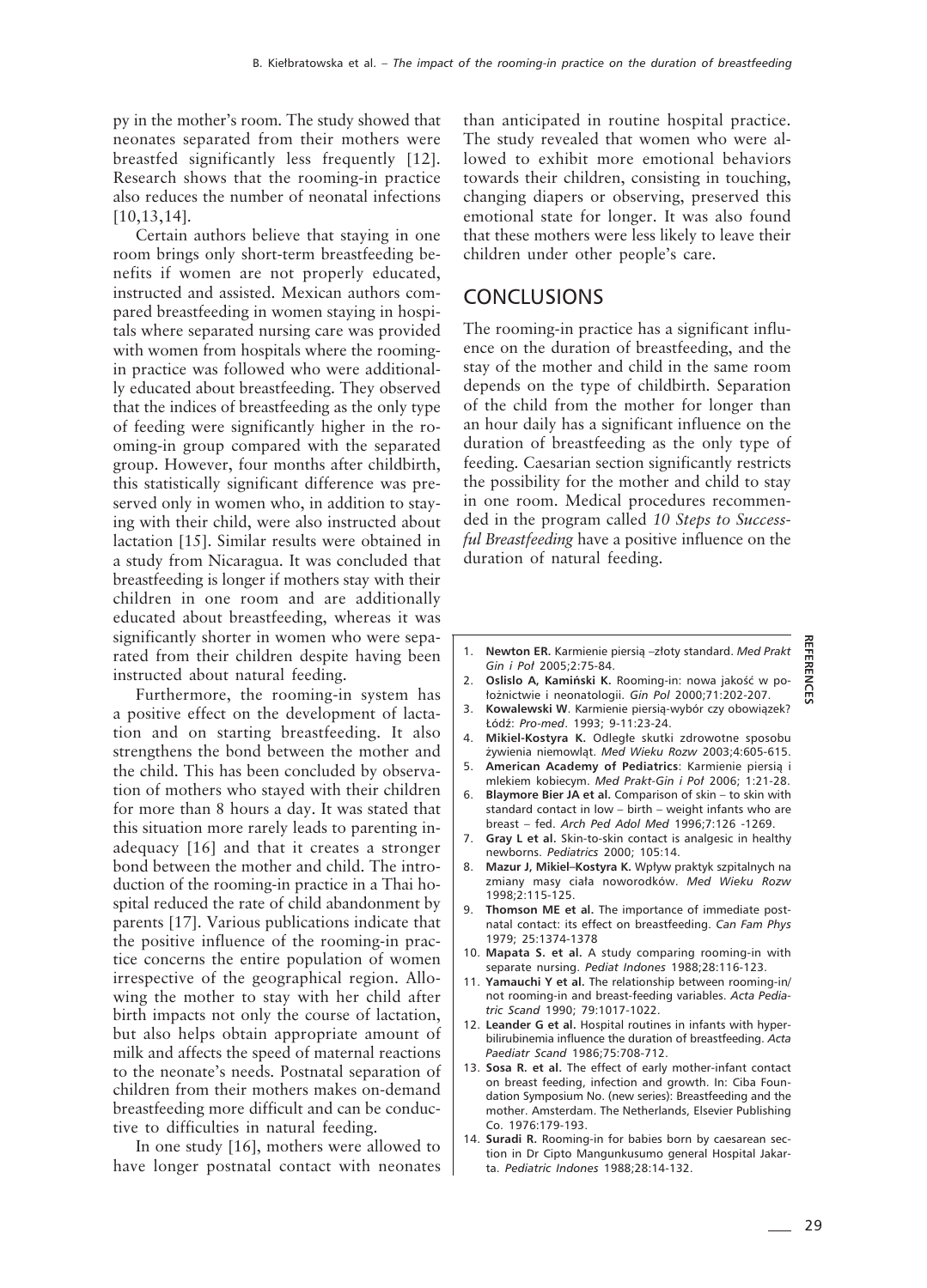py in the mother's room. The study showed that neonates separated from their mothers were breastfed significantly less frequently [12]. Research shows that the rooming-in practice also reduces the number of neonatal infections [10,13,14].

Certain authors believe that staying in one room brings only short-term breastfeeding benefits if women are not properly educated, instructed and assisted. Mexican authors compared breastfeeding in women staying in hospitals where separated nursing care was provided with women from hospitals where the rooming-in practice was followed who were additionally educated about breastfeeding. They observed that the indices of breastfeeding as the only type of feeding were significantly higher in the rooming-in group compared with the separated group. However, four months after childbirth, this statistically significant difference was preserved only in women who, in addition to staying with their child, were also instructed about lactation [15]. Similar results were obtained in a study from Nicaragua. It was concluded that breastfeeding is longer if mothers stay with their children in one room and are additionally educated about breastfeeding, whereas it was significantly shorter in women who were separated from their children despite having been instructed about natural feeding.

Furthermore, the rooming-in system has a positive effect on the development of lactation and on starting breastfeeding. It also strengthens the bond between the mother and the child. This has been concluded by observation of mothers who stayed with their children for more than 8 hours a day. It was stated that this situation more rarely leads to parenting inadequacy [16] and that it creates a stronger bond between the mother and child. The introduction of the rooming-in practice in a Thai hospital reduced the rate of child abandonment by parents [17]. Various publications indicate that the positive influence of the rooming-in practice concerns the entire population of women irrespective of the geographical region. Allowing the mother to stay with her child after birth impacts not only the course of lactation, but also helps obtain appropriate amount of milk and affects the speed of maternal reactions to the neonate's needs. Postnatal separation of children from their mothers makes on-demand breastfeeding more difficult and can be conductive to difficulties in natural feeding.

In one study [16], mothers were allowed to have longer postnatal contact with neonates than anticipated in routine hospital practice. The study revealed that women who were allowed to exhibit more emotional behaviors towards their children, consisting in touching, changing diapers or observing, preserved this emotional state for longer. It was also found that these mothers were less likely to leave their children under other people's care.

## CONCLUSIONS

The rooming-in practice has a significant influence on the duration of breastfeeding, and the stay of the mother and child in the same room depends on the type of childbirth. Separation of the child from the mother for longer than an hour daily has a significant influence on the duration of breastfeeding as the only type of feeding. Caesarian section significantly restricts the possibility for the mother and child to stay in one room. Medical procedures recommended in the program called *10 Steps to Successful Breastfeeding* have a positive influence on the duration of natural feeding.

## REFERENCES

1. **Newton ER.** Karmienie piersią –złoty standard. *Med Prakt Gin i Poł* 2005;2:75-84.
2. **Oslislo A, Kamiński K.** Rooming-in: nowa jakość w położnictwie i neonatologii. *Gin Pol* 2000;71:202-207.
3. **Kowalewski W**. Karmienie piersią-wybór czy obowiązek? Łódź: *Pro-med*. 1993; 9-11:23-24.
4. **Mikiel-Kostyra K.** Odległe skutki zdrowotne sposobu żywienia niemowląt. *Med Wieku Rozw* 2003;4:605-615.
5. **American Academy of Pediatrics**: Karmienie piersią i mlekiem kobiecym. *Med Prakt-Gin i Poł* 2006; 1:21-28.
6. **Blaymore Bier JA et al.** Comparison of skin – to skin with standard contact in low – birth – weight infants who are breast – fed. *Arch Ped Adol Med* 1996;7:126 -1269.
7. **Gray L et al.** Skin-to-skin contact is analgesic in healthy newborns. *Pediatrics* 2000; 105:14.
8. **Mazur J, Mikiel–Kostyra K.** Wpływ praktyk szpitalnych na zmiany masy ciała noworodków. *Med Wieku Rozw* 1998;2:115-125.
9. **Thomson ME et al.** The importance of immediate postnatal contact: its effect on breastfeeding. *Can Fam Phys* 1979; 25:1374-1378
10. **Mapata S. et al.** A study comparing rooming-in with separate nursing. *Pediat Indones* 1988;28:116-123.
11. **Yamauchi Y et al.** The relationship between rooming-in/not rooming-in and breast-feeding variables. *Acta Pediatric Scand* 1990; 79:1017-1022.
12. **Leander G et al.** Hospital routines in infants with hyperbilirubinemia influence the duration of breastfeeding. *Acta Paediatr Scand* 1986;75:708-712.
13. **Sosa R. et al.** The effect of early mother-infant contact on breast feeding, infection and growth. In: Ciba Foundation Symposium No. (new series): Breastfeeding and the mother. Amsterdam. The Netherlands, Elsevier Publishing Co. 1976:179-193.
14. **Suradi R.** Rooming-in for babies born by caesarean section in Dr Cipto Mangunkusumo general Hospital Jakarta. *Pediatric Indones* 1988;28:14-132.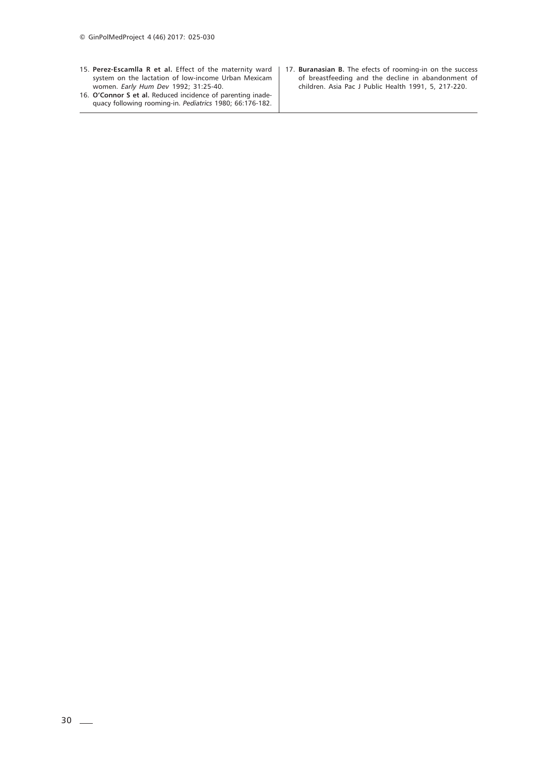15. **Perez-Escamlla R et al.** Effect of the maternity ward system on the lactation of low-income Urban Mexicam women. *Early Hum Dev* 1992; 31:25-40.
16. **O'Connor S et al.** Reduced incidence of parenting inadequacy following rooming-in. *Pediatrics* 1980; 66:176-182.
17. **Buranasian B.** The efects of rooming-in on the success of breastfeeding and the decline in abandonment of children. Asia Pac J Public Health 1991, 5, 217-220.